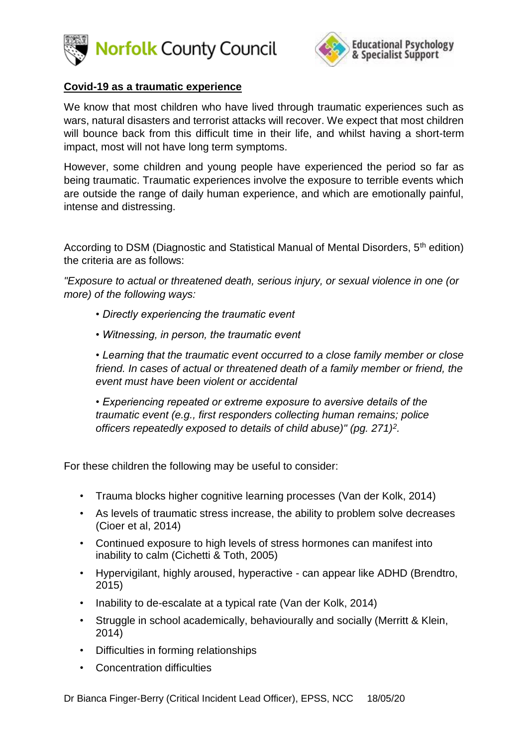## Covid-19 as a traumatic experience

We know that most children who have lived through traumatic experiences such as wars, natural disasters and terrorist attacks will recover. We expect that most children will bounce back from this difficult time in their life, and whilst having a short-term impact, most will not have long term symptoms.

However, some children and young people have experienced the period so far as being traumatic. Traumatic experiences involve the exposure to terrible events which are outside the range of daily human experience, and which are emotionally painful, intense and distressing.

According to DSM (Diagnostic and Statistical Manual of Mental Disorders, 5th edition) the criteria are as follows:

*"Exposure to actual or threatened death, serious injury, or sexual violence in one (or more) of the following ways:*

- *Directly experiencing the traumatic event*
- *Witnessing, in person, the traumatic event*
- *Learning that the traumatic event occurred to a close family member or close friend. In cases of actual or threatened death of a family member or friend, the event must have been violent or accidental*
- *Experiencing repeated or extreme exposure to aversive details of the traumatic event (e.g., first responders collecting human remains; police officers repeatedly exposed to details of child abuse)" (pg. 271)[2].*

For these children the following may be useful to consider:

- Trauma blocks higher cognitive learning processes (Van der Kolk, 2014)
- As levels of traumatic stress increase, the ability to problem solve decreases (Cioer et al, 2014)
- Continued exposure to high levels of stress hormones can manifest into inability to calm (Cichetti & Toth, 2005)
- Hypervigilant, highly aroused, hyperactive - can appear like ADHD (Brendtro, 2015)
- Inability to de-escalate at a typical rate (Van der Kolk, 2014)
- Struggle in school academically, behaviourally and socially (Merritt & Klein, 2014)
- Difficulties in forming relationships
- Concentration difficulties

Dr Bianca Finger-Berry (Critical Incident Lead Officer), EPSS, NCC 18/05/20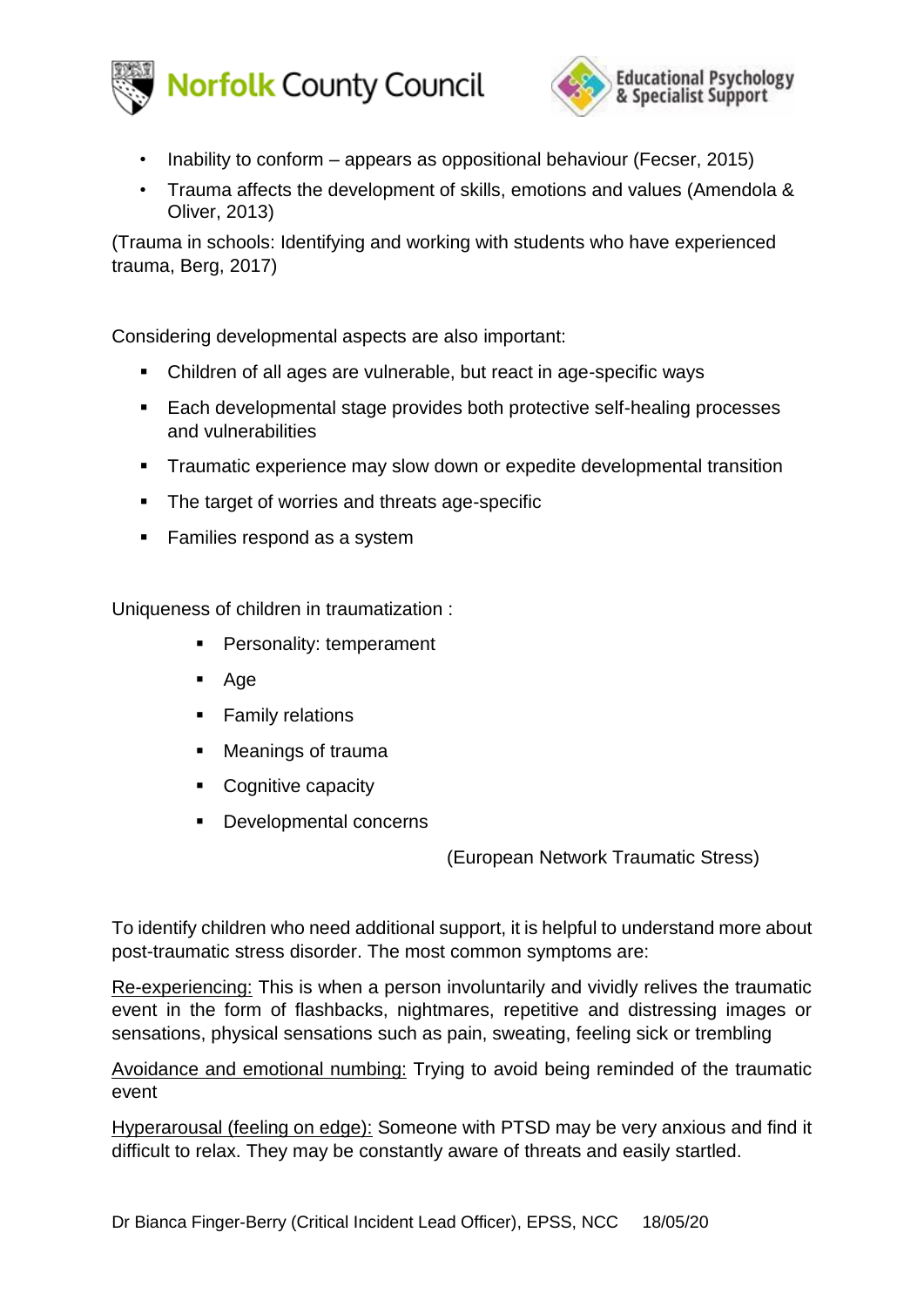- Inability to conform – appears as oppositional behaviour (Fecser, 2015)
- Trauma affects the development of skills, emotions and values (Amendola & Oliver, 2013)

(Trauma in schools: Identifying and working with students who have experienced trauma, Berg, 2017)

Considering developmental aspects are also important:

- Children of all ages are vulnerable, but react in age-specific ways
- Each developmental stage provides both protective self-healing processes and vulnerabilities
- Traumatic experience may slow down or expedite developmental transition
- The target of worries and threats age-specific
- Families respond as a system

Uniqueness of children in traumatization :

- Personality: temperament
- Age
- Family relations
- Meanings of trauma
- Cognitive capacity
- Developmental concerns

(European Network Traumatic Stress)

To identify children who need additional support, it is helpful to understand more about post-traumatic stress disorder. The most common symptoms are:

Re-experiencing: This is when a person involuntarily and vividly relives the traumatic event in the form of flashbacks, nightmares, repetitive and distressing images or sensations, physical sensations such as pain, sweating, feeling sick or trembling

Avoidance and emotional numbing: Trying to avoid being reminded of the traumatic event

Hyperarousal (feeling on edge): Someone with PTSD may be very anxious and find it difficult to relax. They may be constantly aware of threats and easily startled.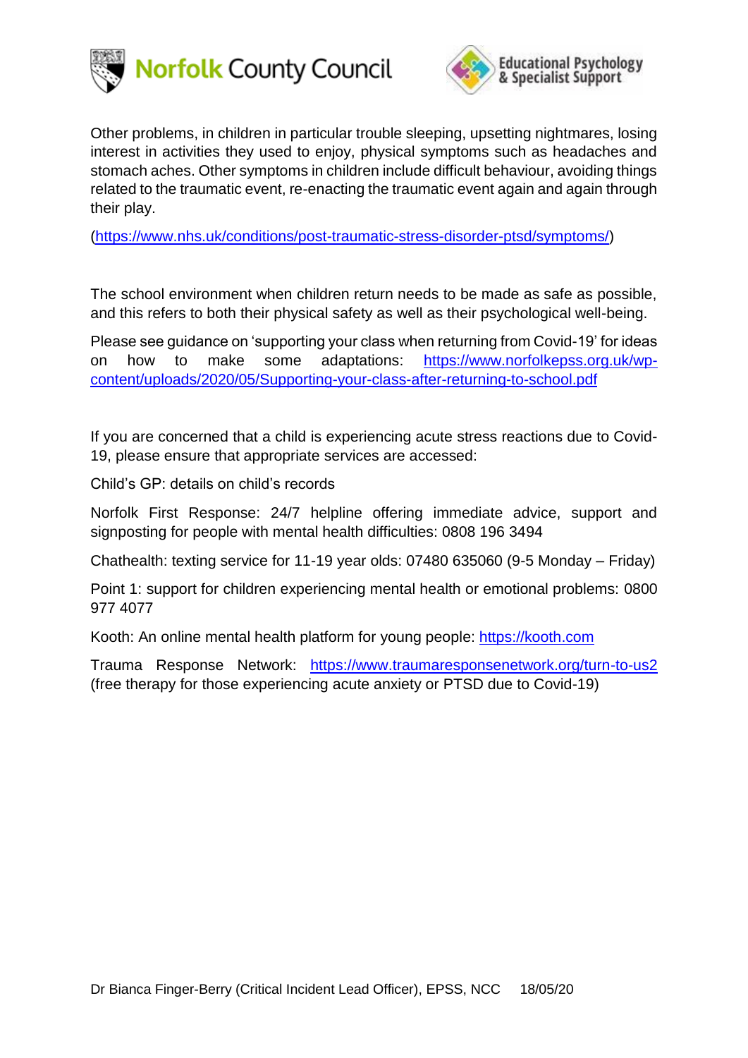Other problems, in children in particular trouble sleeping, upsetting nightmares, losing interest in activities they used to enjoy, physical symptoms such as headaches and stomach aches. Other symptoms in children include difficult behaviour, avoiding things related to the traumatic event, re-enacting the traumatic event again and again through their play.

(https://www.nhs.uk/conditions/post-traumatic-stress-disorder-ptsd/symptoms/)

The school environment when children return needs to be made as safe as possible, and this refers to both their physical safety as well as their psychological well-being.

Please see guidance on 'supporting your class when returning from Covid-19' for ideas on how to make some adaptations: https://www.norfolkepss.org.uk/wp-content/uploads/2020/05/Supporting-your-class-after-returning-to-school.pdf

If you are concerned that a child is experiencing acute stress reactions due to Covid-19, please ensure that appropriate services are accessed:

Child's GP: details on child's records

Norfolk First Response: 24/7 helpline offering immediate advice, support and signposting for people with mental health difficulties: 0808 196 3494

Chathealth: texting service for 11-19 year olds: 07480 635060 (9-5 Monday – Friday)

Point 1: support for children experiencing mental health or emotional problems: 0800 977 4077

Kooth: An online mental health platform for young people: https://kooth.com

Trauma Response Network: https://www.traumaresponsenetwork.org/turn-to-us2 (free therapy for those experiencing acute anxiety or PTSD due to Covid-19)

Dr Bianca Finger-Berry (Critical Incident Lead Officer), EPSS, NCC 18/05/20